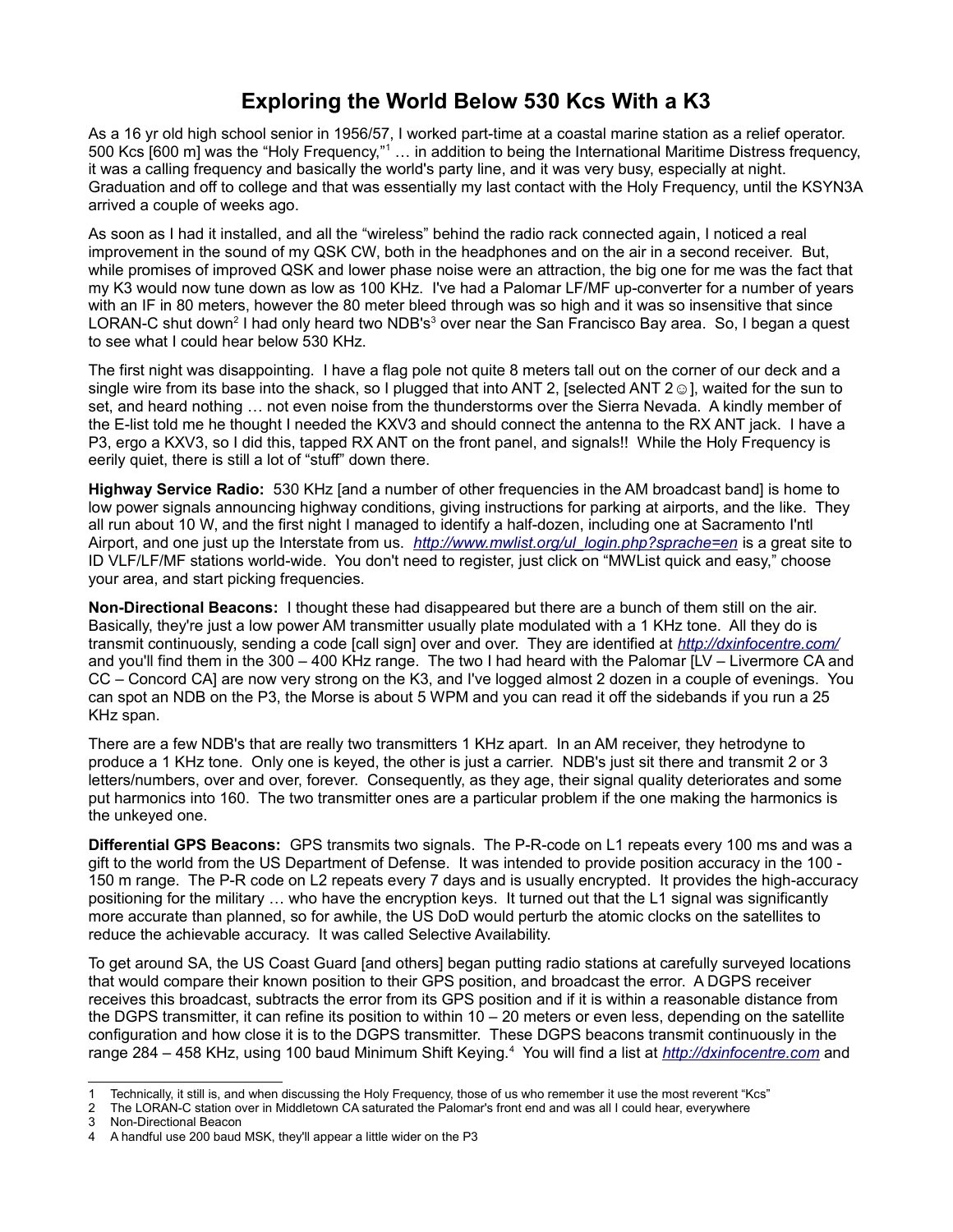# Exploring the World Below 530 Kcs With a K3

As a 16 yr old high school senior in 1956/57, I worked part-time at a coastal marine station as a relief operator. 500 Kcs [600 m] was the "Holy Frequency,"[1] … in addition to being the International Maritime Distress frequency, it was a calling frequency and basically the world's party line, and it was very busy, especially at night. Graduation and off to college and that was essentially my last contact with the Holy Frequency, until the KSYN3A arrived a couple of weeks ago.

As soon as I had it installed, and all the "wireless" behind the radio rack connected again, I noticed a real improvement in the sound of my QSK CW, both in the headphones and on the air in a second receiver. But, while promises of improved QSK and lower phase noise were an attraction, the big one for me was the fact that my K3 would now tune down as low as 100 KHz. I've had a Palomar LF/MF up-converter for a number of years with an IF in 80 meters, however the 80 meter bleed through was so high and it was so insensitive that since LORAN-C shut down[2] I had only heard two NDB's[3] over near the San Francisco Bay area. So, I began a quest to see what I could hear below 530 KHz.

The first night was disappointing. I have a flag pole not quite 8 meters tall out on the corner of our deck and a single wire from its base into the shack, so I plugged that into ANT 2, [selected ANT 2☺], waited for the sun to set, and heard nothing … not even noise from the thunderstorms over the Sierra Nevada. A kindly member of the E-list told me he thought I needed the KXV3 and should connect the antenna to the RX ANT jack. I have a P3, ergo a KXV3, so I did this, tapped RX ANT on the front panel, and signals!! While the Holy Frequency is eerily quiet, there is still a lot of "stuff" down there.

**Highway Service Radio:** 530 KHz [and a number of other frequencies in the AM broadcast band] is home to low power signals announcing highway conditions, giving instructions for parking at airports, and the like. They all run about 10 W, and the first night I managed to identify a half-dozen, including one at Sacramento I'ntl Airport, and one just up the Interstate from us. *http://www.mwlist.org/ul_login.php?sprache=en* is a great site to ID VLF/LF/MF stations world-wide. You don't need to register, just click on "MWList quick and easy," choose your area, and start picking frequencies.

**Non-Directional Beacons:** I thought these had disappeared but there are a bunch of them still on the air. Basically, they're just a low power AM transmitter usually plate modulated with a 1 KHz tone. All they do is transmit continuously, sending a code [call sign] over and over. They are identified at *http://dxinfocentre.com/* and you'll find them in the 300 – 400 KHz range. The two I had heard with the Palomar [LV – Livermore CA and CC – Concord CA] are now very strong on the K3, and I've logged almost 2 dozen in a couple of evenings. You can spot an NDB on the P3, the Morse is about 5 WPM and you can read it off the sidebands if you run a 25 KHz span.

There are a few NDB's that are really two transmitters 1 KHz apart. In an AM receiver, they hetrodyne to produce a 1 KHz tone. Only one is keyed, the other is just a carrier. NDB's just sit there and transmit 2 or 3 letters/numbers, over and over, forever. Consequently, as they age, their signal quality deteriorates and some put harmonics into 160. The two transmitter ones are a particular problem if the one making the harmonics is the unkeyed one.

**Differential GPS Beacons:** GPS transmits two signals. The P-R-code on L1 repeats every 100 ms and was a gift to the world from the US Department of Defense. It was intended to provide position accuracy in the 100 - 150 m range. The P-R code on L2 repeats every 7 days and is usually encrypted. It provides the high-accuracy positioning for the military … who have the encryption keys. It turned out that the L1 signal was significantly more accurate than planned, so for awhile, the US DoD would perturb the atomic clocks on the satellites to reduce the achievable accuracy. It was called Selective Availability.

To get around SA, the US Coast Guard [and others] began putting radio stations at carefully surveyed locations that would compare their known position to their GPS position, and broadcast the error. A DGPS receiver receives this broadcast, subtracts the error from its GPS position and if it is within a reasonable distance from the DGPS transmitter, it can refine its position to within 10 – 20 meters or even less, depending on the satellite configuration and how close it is to the DGPS transmitter. These DGPS beacons transmit continuously in the range 284 – 458 KHz, using 100 baud Minimum Shift Keying.[4] You will find a list at *http://dxinfocentre.com* and

---

[1] Technically, it still is, and when discussing the Holy Frequency, those of us who remember it use the most reverent "Kcs"

[2] The LORAN-C station over in Middletown CA saturated the Palomar's front end and was all I could hear, everywhere

[3] Non-Directional Beacon

[4] A handful use 200 baud MSK, they'll appear a little wider on the P3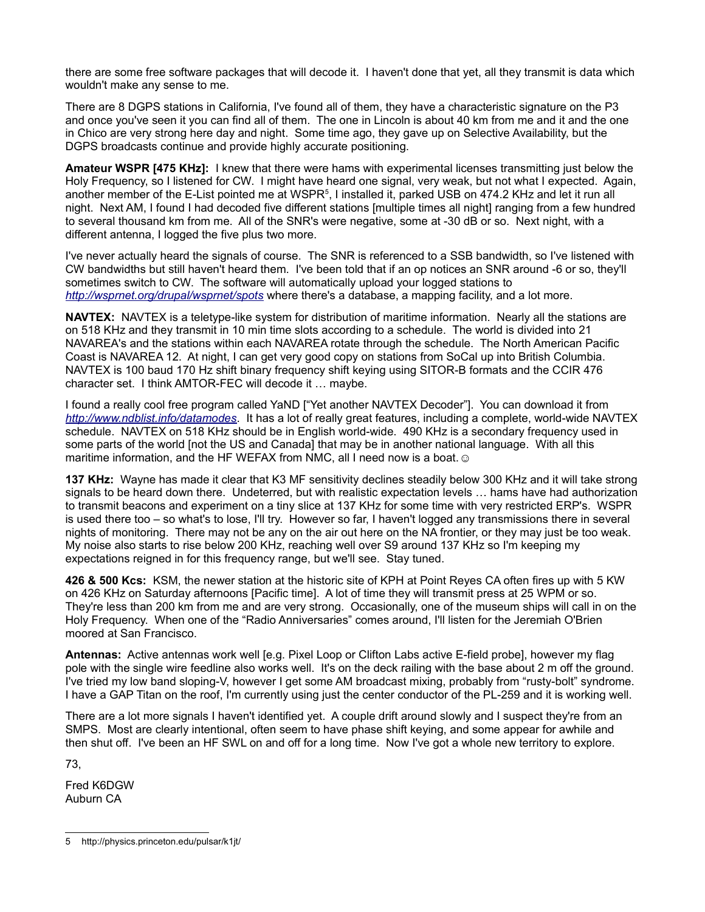there are some free software packages that will decode it. I haven't done that yet, all they transmit is data which wouldn't make any sense to me.

There are 8 DGPS stations in California, I've found all of them, they have a characteristic signature on the P3 and once you've seen it you can find all of them. The one in Lincoln is about 40 km from me and it and the one in Chico are very strong here day and night. Some time ago, they gave up on Selective Availability, but the DGPS broadcasts continue and provide highly accurate positioning.

**Amateur WSPR [475 KHz]:** I knew that there were hams with experimental licenses transmitting just below the Holy Frequency, so I listened for CW. I might have heard one signal, very weak, but not what I expected. Again, another member of the E-List pointed me at WSPR[5], I installed it, parked USB on 474.2 KHz and let it run all night. Next AM, I found I had decoded five different stations [multiple times all night] ranging from a few hundred to several thousand km from me. All of the SNR's were negative, some at -30 dB or so. Next night, with a different antenna, I logged the five plus two more.

I've never actually heard the signals of course. The SNR is referenced to a SSB bandwidth, so I've listened with CW bandwidths but still haven't heard them. I've been told that if an op notices an SNR around -6 or so, they'll sometimes switch to CW. The software will automatically upload your logged stations to *http://wsprnet.org/drupal/wsprnet/spots* where there's a database, a mapping facility, and a lot more.

**NAVTEX:** NAVTEX is a teletype-like system for distribution of maritime information. Nearly all the stations are on 518 KHz and they transmit in 10 min time slots according to a schedule. The world is divided into 21 NAVAREA's and the stations within each NAVAREA rotate through the schedule. The North American Pacific Coast is NAVAREA 12. At night, I can get very good copy on stations from SoCal up into British Columbia. NAVTEX is 100 baud 170 Hz shift binary frequency shift keying using SITOR-B formats and the CCIR 476 character set. I think AMTOR-FEC will decode it … maybe.

I found a really cool free program called YaND ["Yet another NAVTEX Decoder"]. You can download it from *http://www.ndblist.info/datamodes*. It has a lot of really great features, including a complete, world-wide NAVTEX schedule. NAVTEX on 518 KHz should be in English world-wide. 490 KHz is a secondary frequency used in some parts of the world [not the US and Canada] that may be in another national language. With all this maritime information, and the HF WEFAX from NMC, all I need now is a boat. ☺

**137 KHz:** Wayne has made it clear that K3 MF sensitivity declines steadily below 300 KHz and it will take strong signals to be heard down there. Undeterred, but with realistic expectation levels … hams have had authorization to transmit beacons and experiment on a tiny slice at 137 KHz for some time with very restricted ERP's. WSPR is used there too – so what's to lose, I'll try. However so far, I haven't logged any transmissions there in several nights of monitoring. There may not be any on the air out here on the NA frontier, or they may just be too weak. My noise also starts to rise below 200 KHz, reaching well over S9 around 137 KHz so I'm keeping my expectations reigned in for this frequency range, but we'll see. Stay tuned.

**426 & 500 Kcs:** KSM, the newer station at the historic site of KPH at Point Reyes CA often fires up with 5 KW on 426 KHz on Saturday afternoons [Pacific time]. A lot of time they will transmit press at 25 WPM or so. They're less than 200 km from me and are very strong. Occasionally, one of the museum ships will call in on the Holy Frequency. When one of the "Radio Anniversaries" comes around, I'll listen for the Jeremiah O'Brien moored at San Francisco.

**Antennas:** Active antennas work well [e.g. Pixel Loop or Clifton Labs active E-field probe], however my flag pole with the single wire feedline also works well. It's on the deck railing with the base about 2 m off the ground. I've tried my low band sloping-V, however I get some AM broadcast mixing, probably from "rusty-bolt" syndrome. I have a GAP Titan on the roof, I'm currently using just the center conductor of the PL-259 and it is working well.

There are a lot more signals I haven't identified yet. A couple drift around slowly and I suspect they're from an SMPS. Most are clearly intentional, often seem to have phase shift keying, and some appear for awhile and then shut off. I've been an HF SWL on and off for a long time. Now I've got a whole new territory to explore.

73,

Fred K6DGW
Auburn CA

---

5 http://physics.princeton.edu/pulsar/k1jt/